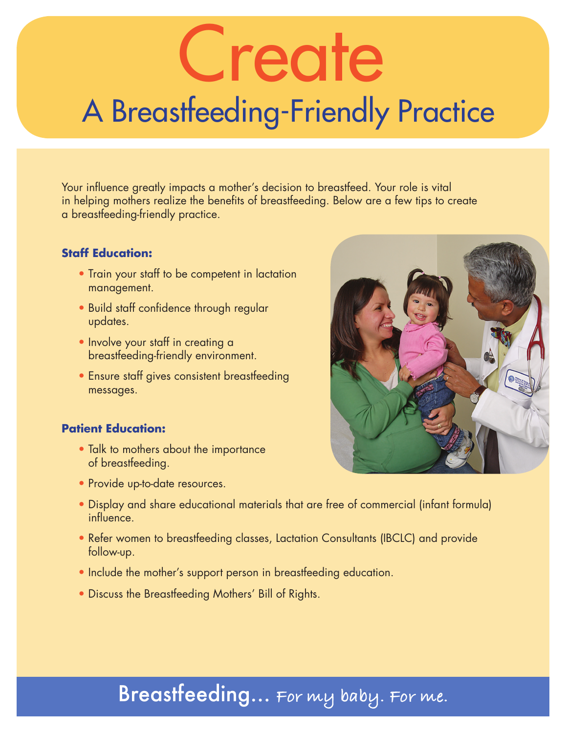# Create

## A Breastfeeding-Friendly Practice

Your influence greatly impacts a mother's decision to breastfeed. Your role is vital in helping mothers realize the benefits of breastfeeding. Below are a few tips to create a breastfeeding-friendly practice.

**Staff Education:**

- Train your staff to be competent in lactation management.
- Build staff confidence through regular updates.
- Involve your staff in creating a breastfeeding-friendly environment.
- Ensure staff gives consistent breastfeeding messages.

**Patient Education:**

- Talk to mothers about the importance of breastfeeding.
- Provide up-to-date resources.
- Display and share educational materials that are free of commercial (infant formula) influence.
- Refer women to breastfeeding classes, Lactation Consultants (IBCLC) and provide follow-up.
- Include the mother's support person in breastfeeding education.
- Discuss the Breastfeeding Mothers' Bill of Rights.

Breastfeeding... *For my baby. For me.*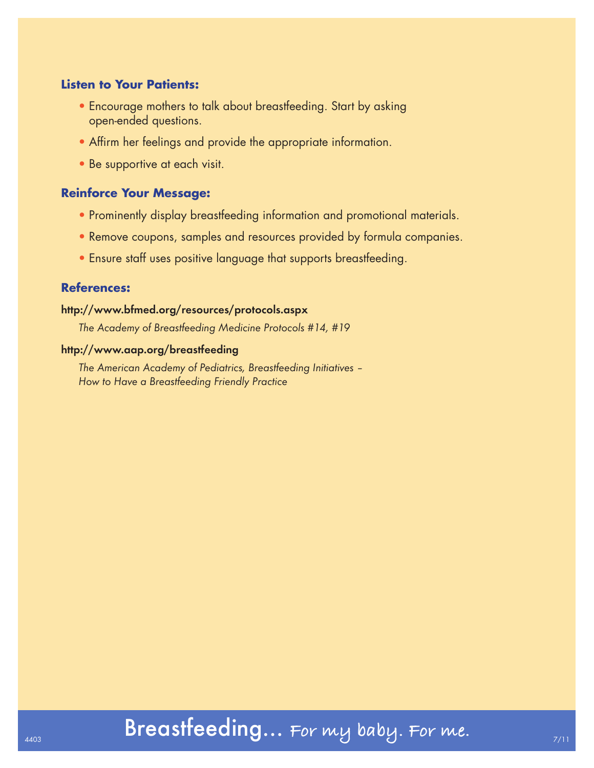### Listen to Your Patients:

- Encourage mothers to talk about breastfeeding. Start by asking open-ended questions.
- Affirm her feelings and provide the appropriate information.
- Be supportive at each visit.

### Reinforce Your Message:

- Prominently display breastfeeding information and promotional materials.
- Remove coupons, samples and resources provided by formula companies.
- Ensure staff uses positive language that supports breastfeeding.

### References:

**http://www.bfmed.org/resources/protocols.aspx**

*The Academy of Breastfeeding Medicine Protocols #14, #19*

**http://www.aap.org/breastfeeding**

*The American Academy of Pediatrics, Breastfeeding Initiatives – How to Have a Breastfeeding Friendly Practice*

Breastfeeding... For my baby. For me.

4403 7/11